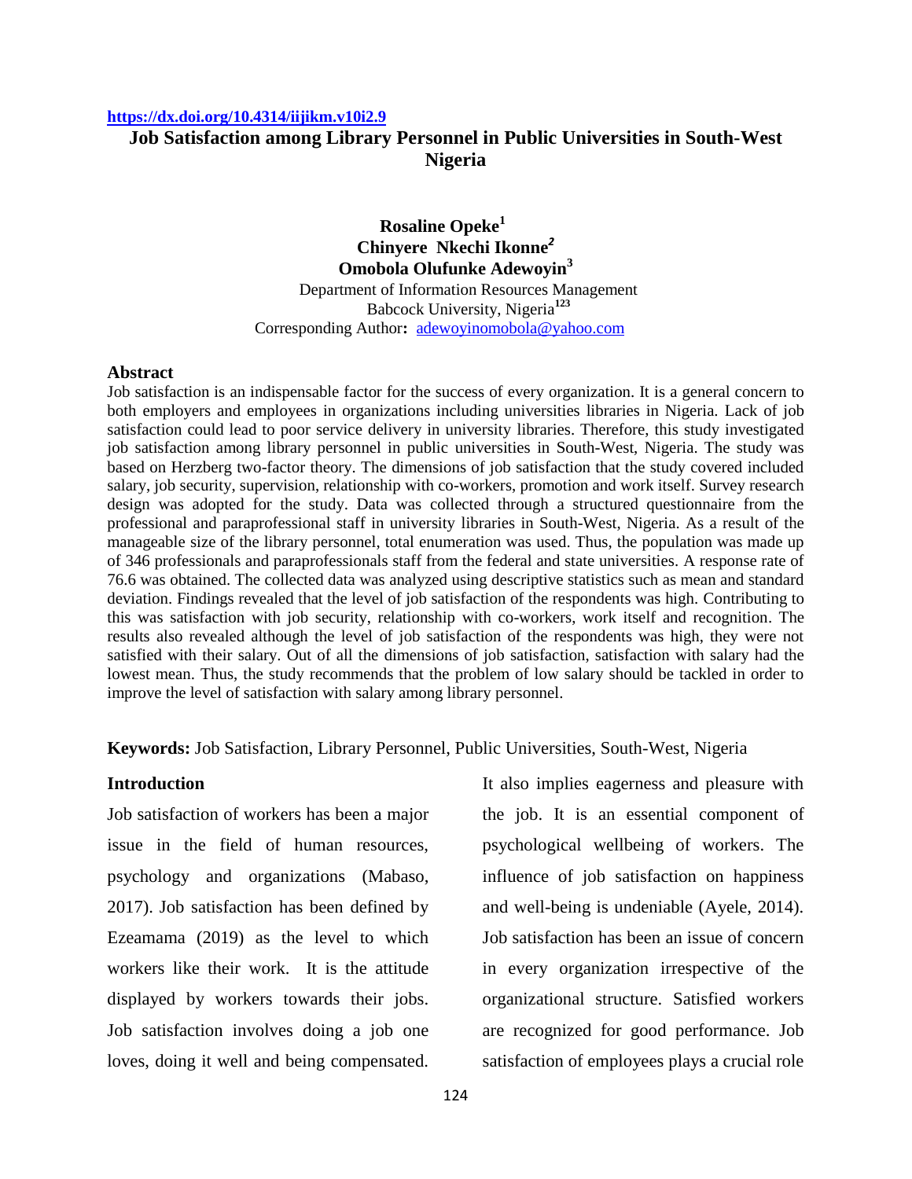https://dx.doi.org/10.4314/iijikm.v10i2.9

# Job Satisfaction among Library Personnel in Public Universities in South-West Nigeria

**Rosaline Opeke**[1]
**Chinyere Nkechi Ikonne**[2]
**Omobola Olufunke Adewoyin**[3]

Department of Information Resources Management
Babcock University, Nigeria[123]
Corresponding Author**:** adewoyinomobola@yahoo.com

## Abstract

Job satisfaction is an indispensable factor for the success of every organization. It is a general concern to both employers and employees in organizations including universities libraries in Nigeria. Lack of job satisfaction could lead to poor service delivery in university libraries. Therefore, this study investigated job satisfaction among library personnel in public universities in South-West, Nigeria. The study was based on Herzberg two-factor theory. The dimensions of job satisfaction that the study covered included salary, job security, supervision, relationship with co-workers, promotion and work itself. Survey research design was adopted for the study. Data was collected through a structured questionnaire from the professional and paraprofessional staff in university libraries in South-West, Nigeria. As a result of the manageable size of the library personnel, total enumeration was used. Thus, the population was made up of 346 professionals and paraprofessionals staff from the federal and state universities. A response rate of 76.6 was obtained. The collected data was analyzed using descriptive statistics such as mean and standard deviation. Findings revealed that the level of job satisfaction of the respondents was high. Contributing to this was satisfaction with job security, relationship with co-workers, work itself and recognition. The results also revealed although the level of job satisfaction of the respondents was high, they were not satisfied with their salary. Out of all the dimensions of job satisfaction, satisfaction with salary had the lowest mean. Thus, the study recommends that the problem of low salary should be tackled in order to improve the level of satisfaction with salary among library personnel.

**Keywords:** Job Satisfaction, Library Personnel, Public Universities, South-West, Nigeria

## Introduction

Job satisfaction of workers has been a major issue in the field of human resources, psychology and organizations (Mabaso, 2017). Job satisfaction has been defined by Ezeamama (2019) as the level to which workers like their work. It is the attitude displayed by workers towards their jobs. Job satisfaction involves doing a job one loves, doing it well and being compensated. It also implies eagerness and pleasure with the job. It is an essential component of psychological wellbeing of workers. The influence of job satisfaction on happiness and well-being is undeniable (Ayele, 2014). Job satisfaction has been an issue of concern in every organization irrespective of the organizational structure. Satisfied workers are recognized for good performance. Job satisfaction of employees plays a crucial role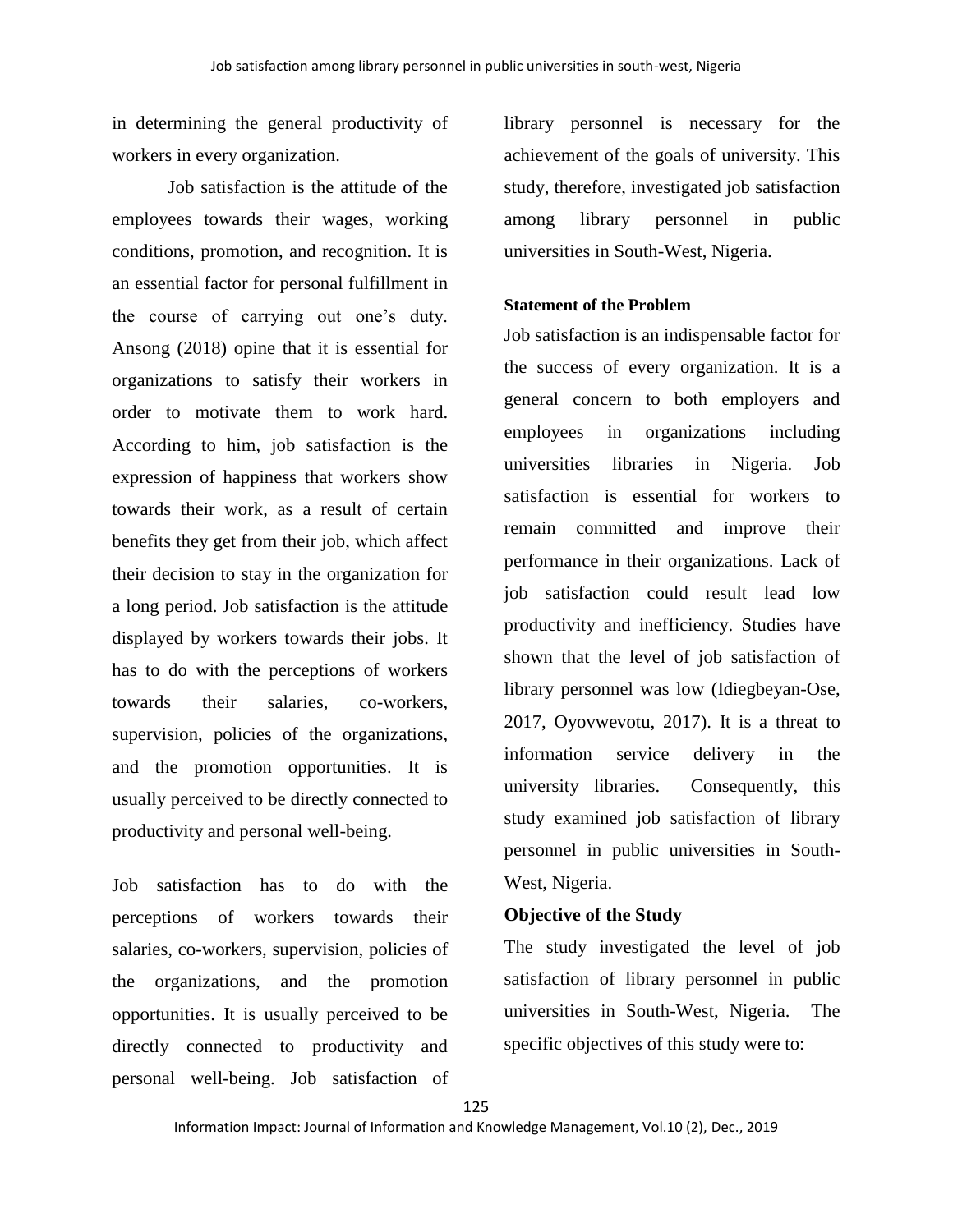in determining the general productivity of workers in every organization.

Job satisfaction is the attitude of the employees towards their wages, working conditions, promotion, and recognition. It is an essential factor for personal fulfillment in the course of carrying out one's duty. Ansong (2018) opine that it is essential for organizations to satisfy their workers in order to motivate them to work hard. According to him, job satisfaction is the expression of happiness that workers show towards their work, as a result of certain benefits they get from their job, which affect their decision to stay in the organization for a long period. Job satisfaction is the attitude displayed by workers towards their jobs. It has to do with the perceptions of workers towards their salaries, co-workers, supervision, policies of the organizations, and the promotion opportunities. It is usually perceived to be directly connected to productivity and personal well-being.

Job satisfaction has to do with the perceptions of workers towards their salaries, co-workers, supervision, policies of the organizations, and the promotion opportunities. It is usually perceived to be directly connected to productivity and personal well-being. Job satisfaction of library personnel is necessary for the achievement of the goals of university. This study, therefore, investigated job satisfaction among library personnel in public universities in South-West, Nigeria.

**Statement of the Problem**

Job satisfaction is an indispensable factor for the success of every organization. It is a general concern to both employers and employees in organizations including universities libraries in Nigeria. Job satisfaction is essential for workers to remain committed and improve their performance in their organizations. Lack of job satisfaction could result lead low productivity and inefficiency. Studies have shown that the level of job satisfaction of library personnel was low (Idiegbeyan-Ose, 2017, Oyovwevotu, 2017). It is a threat to information service delivery in the university libraries. Consequently, this study examined job satisfaction of library personnel in public universities in South-West, Nigeria.

**Objective of the Study**

The study investigated the level of job satisfaction of library personnel in public universities in South-West, Nigeria. The specific objectives of this study were to: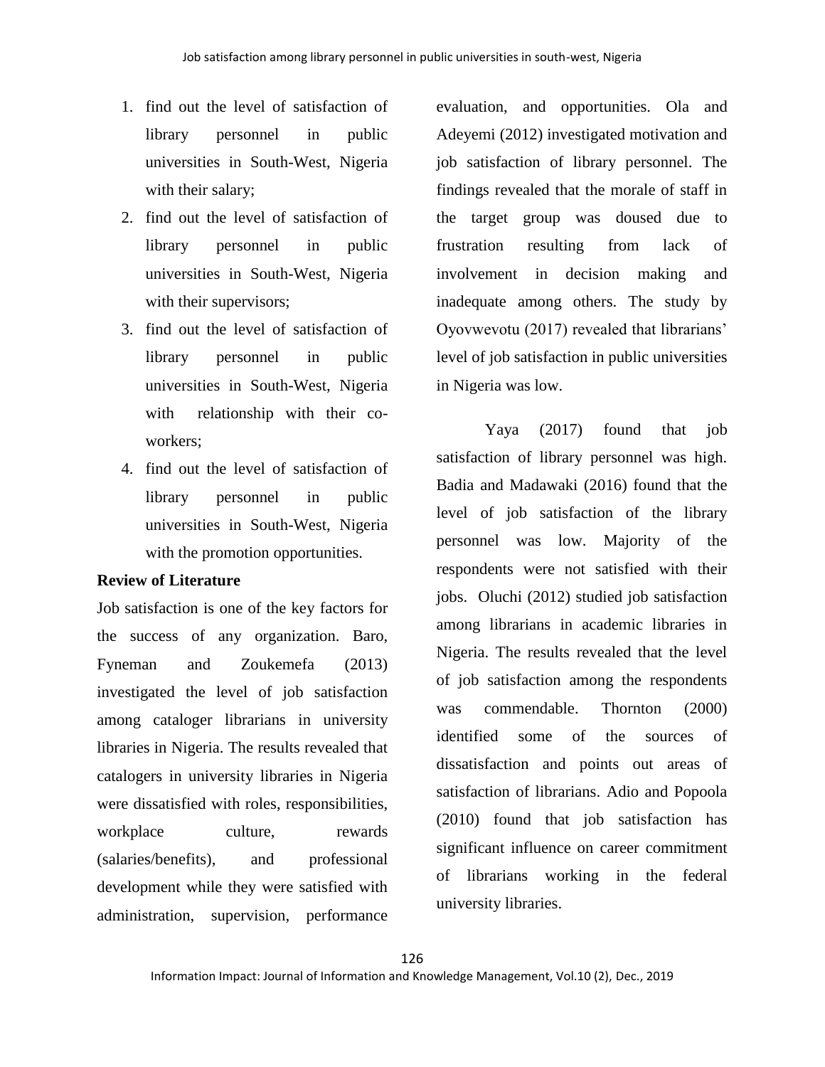1. find out the level of satisfaction of library personnel in public universities in South-West, Nigeria with their salary;
2. find out the level of satisfaction of library personnel in public universities in South-West, Nigeria with their supervisors;
3. find out the level of satisfaction of library personnel in public universities in South-West, Nigeria with relationship with their co-workers;
4. find out the level of satisfaction of library personnel in public universities in South-West, Nigeria with the promotion opportunities.

**Review of Literature**

Job satisfaction is one of the key factors for the success of any organization. Baro, Fyneman and Zoukemefa (2013) investigated the level of job satisfaction among cataloger librarians in university libraries in Nigeria. The results revealed that catalogers in university libraries in Nigeria were dissatisfied with roles, responsibilities, workplace culture, rewards (salaries/benefits), and professional development while they were satisfied with administration, supervision, performance evaluation, and opportunities. Ola and Adeyemi (2012) investigated motivation and job satisfaction of library personnel. The findings revealed that the morale of staff in the target group was doused due to frustration resulting from lack of involvement in decision making and inadequate among others. The study by Oyovwevotu (2017) revealed that librarians' level of job satisfaction in public universities in Nigeria was low.

Yaya (2017) found that job satisfaction of library personnel was high. Badia and Madawaki (2016) found that the level of job satisfaction of the library personnel was low. Majority of the respondents were not satisfied with their jobs. Oluchi (2012) studied job satisfaction among librarians in academic libraries in Nigeria. The results revealed that the level of job satisfaction among the respondents was commendable. Thornton (2000) identified some of the sources of dissatisfaction and points out areas of satisfaction of librarians. Adio and Popoola (2010) found that job satisfaction has significant influence on career commitment of librarians working in the federal university libraries.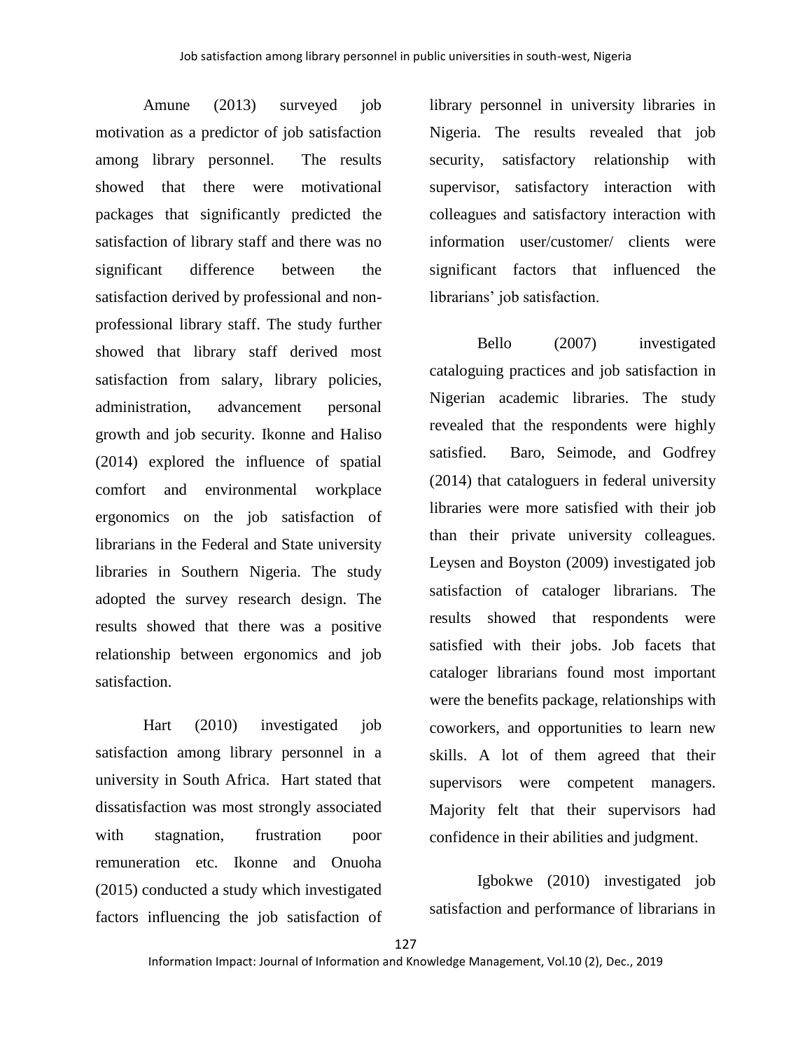Amune (2013) surveyed job motivation as a predictor of job satisfaction among library personnel. The results showed that there were motivational packages that significantly predicted the satisfaction of library staff and there was no significant difference between the satisfaction derived by professional and non-professional library staff. The study further showed that library staff derived most satisfaction from salary, library policies, administration, advancement personal growth and job security. Ikonne and Haliso (2014) explored the influence of spatial comfort and environmental workplace ergonomics on the job satisfaction of librarians in the Federal and State university libraries in Southern Nigeria. The study adopted the survey research design. The results showed that there was a positive relationship between ergonomics and job satisfaction.

Hart (2010) investigated job satisfaction among library personnel in a university in South Africa. Hart stated that dissatisfaction was most strongly associated with stagnation, frustration poor remuneration etc. Ikonne and Onuoha (2015) conducted a study which investigated factors influencing the job satisfaction of library personnel in university libraries in Nigeria. The results revealed that job security, satisfactory relationship with supervisor, satisfactory interaction with colleagues and satisfactory interaction with information user/customer/ clients were significant factors that influenced the librarians' job satisfaction.

Bello (2007) investigated cataloguing practices and job satisfaction in Nigerian academic libraries. The study revealed that the respondents were highly satisfied. Baro, Seimode, and Godfrey (2014) that cataloguers in federal university libraries were more satisfied with their job than their private university colleagues. Leysen and Boyston (2009) investigated job satisfaction of cataloger librarians. The results showed that respondents were satisfied with their jobs. Job facets that cataloger librarians found most important were the benefits package, relationships with coworkers, and opportunities to learn new skills. A lot of them agreed that their supervisors were competent managers. Majority felt that their supervisors had confidence in their abilities and judgment.

Igbokwe (2010) investigated job satisfaction and performance of librarians in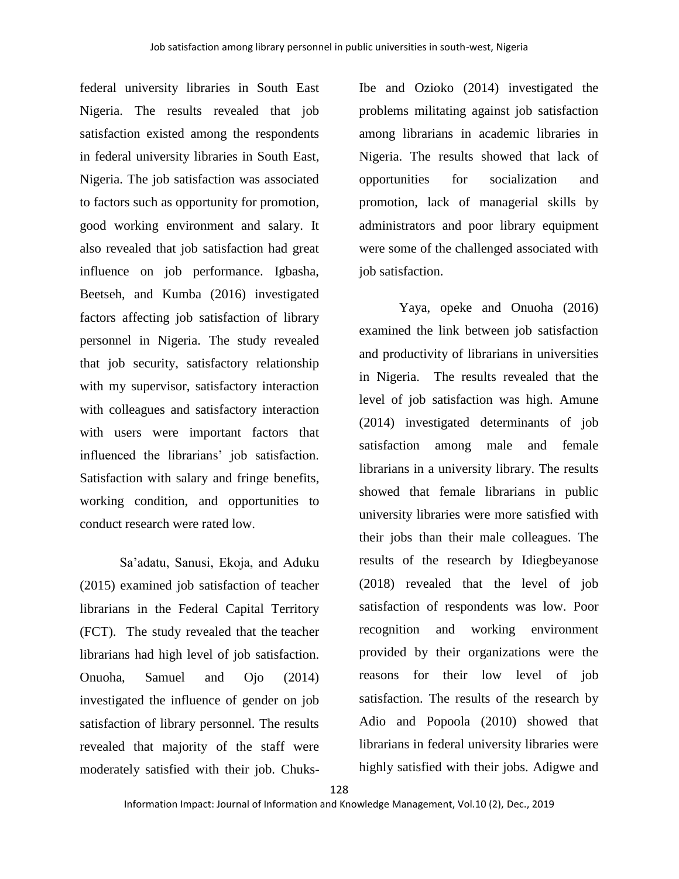federal university libraries in South East Nigeria. The results revealed that job satisfaction existed among the respondents in federal university libraries in South East, Nigeria. The job satisfaction was associated to factors such as opportunity for promotion, good working environment and salary. It also revealed that job satisfaction had great influence on job performance. Igbasha, Beetseh, and Kumba (2016) investigated factors affecting job satisfaction of library personnel in Nigeria. The study revealed that job security, satisfactory relationship with my supervisor, satisfactory interaction with colleagues and satisfactory interaction with users were important factors that influenced the librarians' job satisfaction. Satisfaction with salary and fringe benefits, working condition, and opportunities to conduct research were rated low.

Sa'adatu, Sanusi, Ekoja, and Aduku (2015) examined job satisfaction of teacher librarians in the Federal Capital Territory (FCT). The study revealed that the teacher librarians had high level of job satisfaction. Onuoha, Samuel and Ojo (2014) investigated the influence of gender on job satisfaction of library personnel. The results revealed that majority of the staff were moderately satisfied with their job. Chuks-Ibe and Ozioko (2014) investigated the problems militating against job satisfaction among librarians in academic libraries in Nigeria. The results showed that lack of opportunities for socialization and promotion, lack of managerial skills by administrators and poor library equipment were some of the challenged associated with job satisfaction.

Yaya, opeke and Onuoha (2016) examined the link between job satisfaction and productivity of librarians in universities in Nigeria. The results revealed that the level of job satisfaction was high. Amune (2014) investigated determinants of job satisfaction among male and female librarians in a university library. The results showed that female librarians in public university libraries were more satisfied with their jobs than their male colleagues. The results of the research by Idiegbeyanose (2018) revealed that the level of job satisfaction of respondents was low. Poor recognition and working environment provided by their organizations were the reasons for their low level of job satisfaction. The results of the research by Adio and Popoola (2010) showed that librarians in federal university libraries were highly satisfied with their jobs. Adigwe and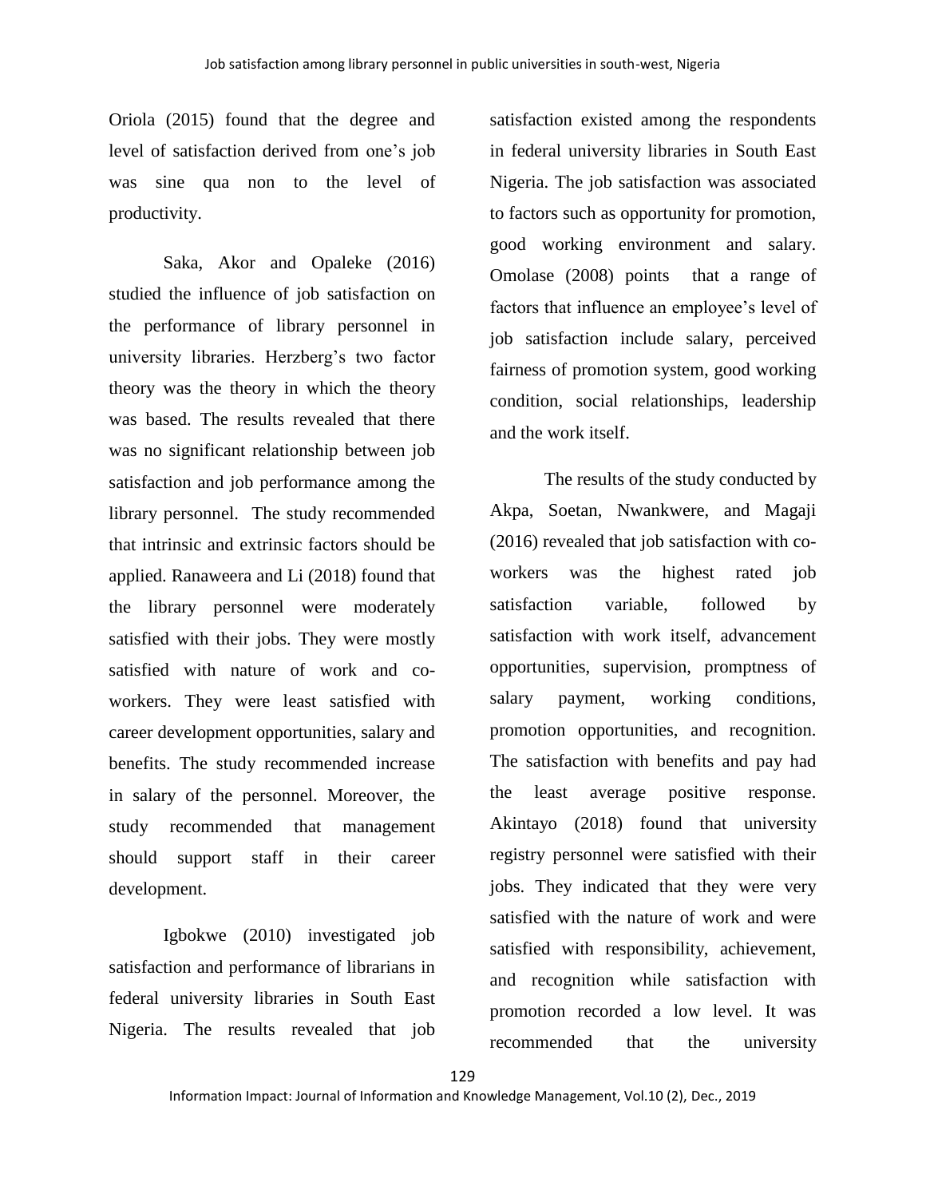Oriola (2015) found that the degree and level of satisfaction derived from one's job was sine qua non to the level of productivity.

Saka, Akor and Opaleke (2016) studied the influence of job satisfaction on the performance of library personnel in university libraries. Herzberg's two factor theory was the theory in which the theory was based. The results revealed that there was no significant relationship between job satisfaction and job performance among the library personnel. The study recommended that intrinsic and extrinsic factors should be applied. Ranaweera and Li (2018) found that the library personnel were moderately satisfied with their jobs. They were mostly satisfied with nature of work and co-workers. They were least satisfied with career development opportunities, salary and benefits. The study recommended increase in salary of the personnel. Moreover, the study recommended that management should support staff in their career development.

Igbokwe (2010) investigated job satisfaction and performance of librarians in federal university libraries in South East Nigeria. The results revealed that job satisfaction existed among the respondents in federal university libraries in South East Nigeria. The job satisfaction was associated to factors such as opportunity for promotion, good working environment and salary. Omolase (2008) points that a range of factors that influence an employee's level of job satisfaction include salary, perceived fairness of promotion system, good working condition, social relationships, leadership and the work itself.

The results of the study conducted by Akpa, Soetan, Nwankwere, and Magaji (2016) revealed that job satisfaction with co-workers was the highest rated job satisfaction variable, followed by satisfaction with work itself, advancement opportunities, supervision, promptness of salary payment, working conditions, promotion opportunities, and recognition. The satisfaction with benefits and pay had the least average positive response. Akintayo (2018) found that university registry personnel were satisfied with their jobs. They indicated that they were very satisfied with the nature of work and were satisfied with responsibility, achievement, and recognition while satisfaction with promotion recorded a low level. It was recommended that the university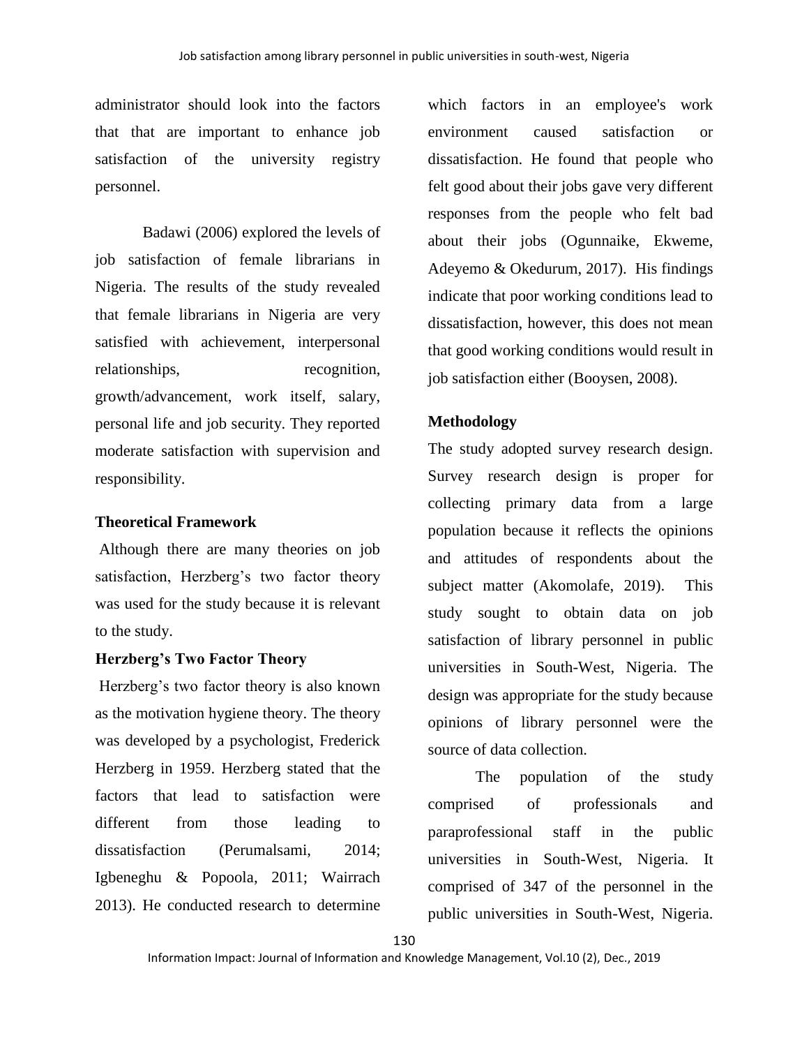administrator should look into the factors that that are important to enhance job satisfaction of the university registry personnel.

Badawi (2006) explored the levels of job satisfaction of female librarians in Nigeria. The results of the study revealed that female librarians in Nigeria are very satisfied with achievement, interpersonal relationships, recognition, growth/advancement, work itself, salary, personal life and job security. They reported moderate satisfaction with supervision and responsibility.

## Theoretical Framework

Although there are many theories on job satisfaction, Herzberg's two factor theory was used for the study because it is relevant to the study.

### Herzberg's Two Factor Theory

Herzberg's two factor theory is also known as the motivation hygiene theory. The theory was developed by a psychologist, Frederick Herzberg in 1959. Herzberg stated that the factors that lead to satisfaction were different from those leading to dissatisfaction (Perumalsami, 2014; Igbeneghu & Popoola, 2011; Wairrach 2013). He conducted research to determine which factors in an employee's work environment caused satisfaction or dissatisfaction. He found that people who felt good about their jobs gave very different responses from the people who felt bad about their jobs (Ogunnaike, Ekweme, Adeyemo & Okedurum, 2017). His findings indicate that poor working conditions lead to dissatisfaction, however, this does not mean that good working conditions would result in job satisfaction either (Booysen, 2008).

## Methodology

The study adopted survey research design. Survey research design is proper for collecting primary data from a large population because it reflects the opinions and attitudes of respondents about the subject matter (Akomolafe, 2019). This study sought to obtain data on job satisfaction of library personnel in public universities in South-West, Nigeria. The design was appropriate for the study because opinions of library personnel were the source of data collection.

The population of the study comprised of professionals and paraprofessional staff in the public universities in South-West, Nigeria. It comprised of 347 of the personnel in the public universities in South-West, Nigeria.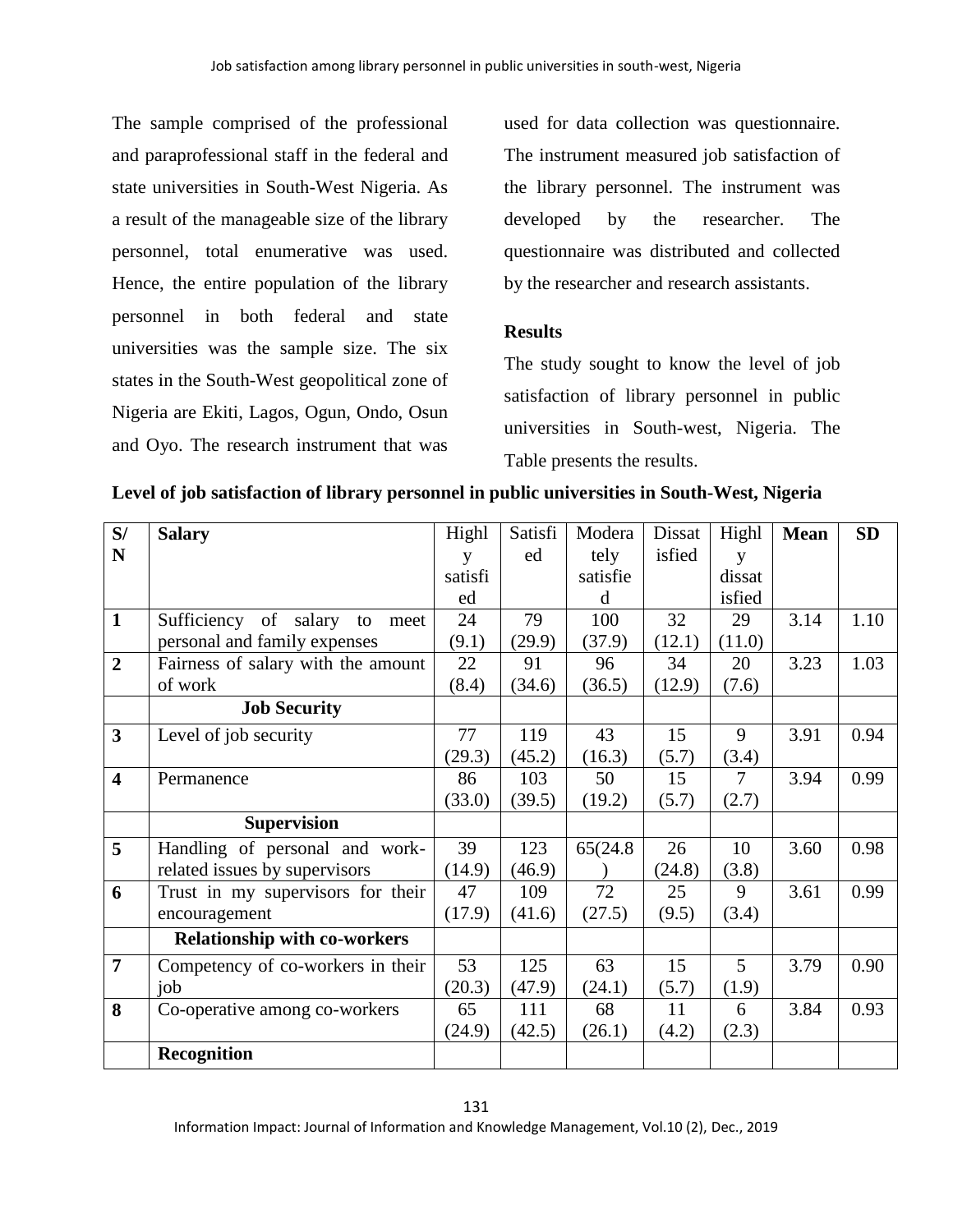The sample comprised of the professional and paraprofessional staff in the federal and state universities in South-West Nigeria. As a result of the manageable size of the library personnel, total enumerative was used. Hence, the entire population of the library personnel in both federal and state universities was the sample size. The six states in the South-West geopolitical zone of Nigeria are Ekiti, Lagos, Ogun, Ondo, Osun and Oyo. The research instrument that was used for data collection was questionnaire. The instrument measured job satisfaction of the library personnel. The instrument was developed by the researcher. The questionnaire was distributed and collected by the researcher and research assistants.

**Results**

The study sought to know the level of job satisfaction of library personnel in public universities in South-west, Nigeria. The Table presents the results.

**Level of job satisfaction of library personnel in public universities in South-West, Nigeria**

| S/N | **Salary** | Highly satisfied | Satisfied | Moderately satisfied | Dissatisfied | Highly dissatisfied | **Mean** | **SD** |
|---|---|---|---|---|---|---|---|---|
| **1** | Sufficiency of salary to meet personal and family expenses | 24 (9.1) | 79 (29.9) | 100 (37.9) | 32 (12.1) | 29 (11.0) | 3.14 | 1.10 |
| **2** | Fairness of salary with the amount of work | 22 (8.4) | 91 (34.6) | 96 (36.5) | 34 (12.9) | 20 (7.6) | 3.23 | 1.03 |
| | **Job Security** | | | | | | | |
| **3** | Level of job security | 77 (29.3) | 119 (45.2) | 43 (16.3) | 15 (5.7) | 9 (3.4) | 3.91 | 0.94 |
| **4** | Permanence | 86 (33.0) | 103 (39.5) | 50 (19.2) | 15 (5.7) | 7 (2.7) | 3.94 | 0.99 |
| | **Supervision** | | | | | | | |
| **5** | Handling of personal and work-related issues by supervisors | 39 (14.9) | 123 (46.9) | 65(24.8) | 26 (24.8) | 10 (3.8) | 3.60 | 0.98 |
| **6** | Trust in my supervisors for their encouragement | 47 (17.9) | 109 (41.6) | 72 (27.5) | 25 (9.5) | 9 (3.4) | 3.61 | 0.99 |
| | **Relationship with co-workers** | | | | | | | |
| **7** | Competency of co-workers in their job | 53 (20.3) | 125 (47.9) | 63 (24.1) | 15 (5.7) | 5 (1.9) | 3.79 | 0.90 |
| **8** | Co-operative among co-workers | 65 (24.9) | 111 (42.5) | 68 (26.1) | 11 (4.2) | 6 (2.3) | 3.84 | 0.93 |
| | **Recognition** | | | | | | | |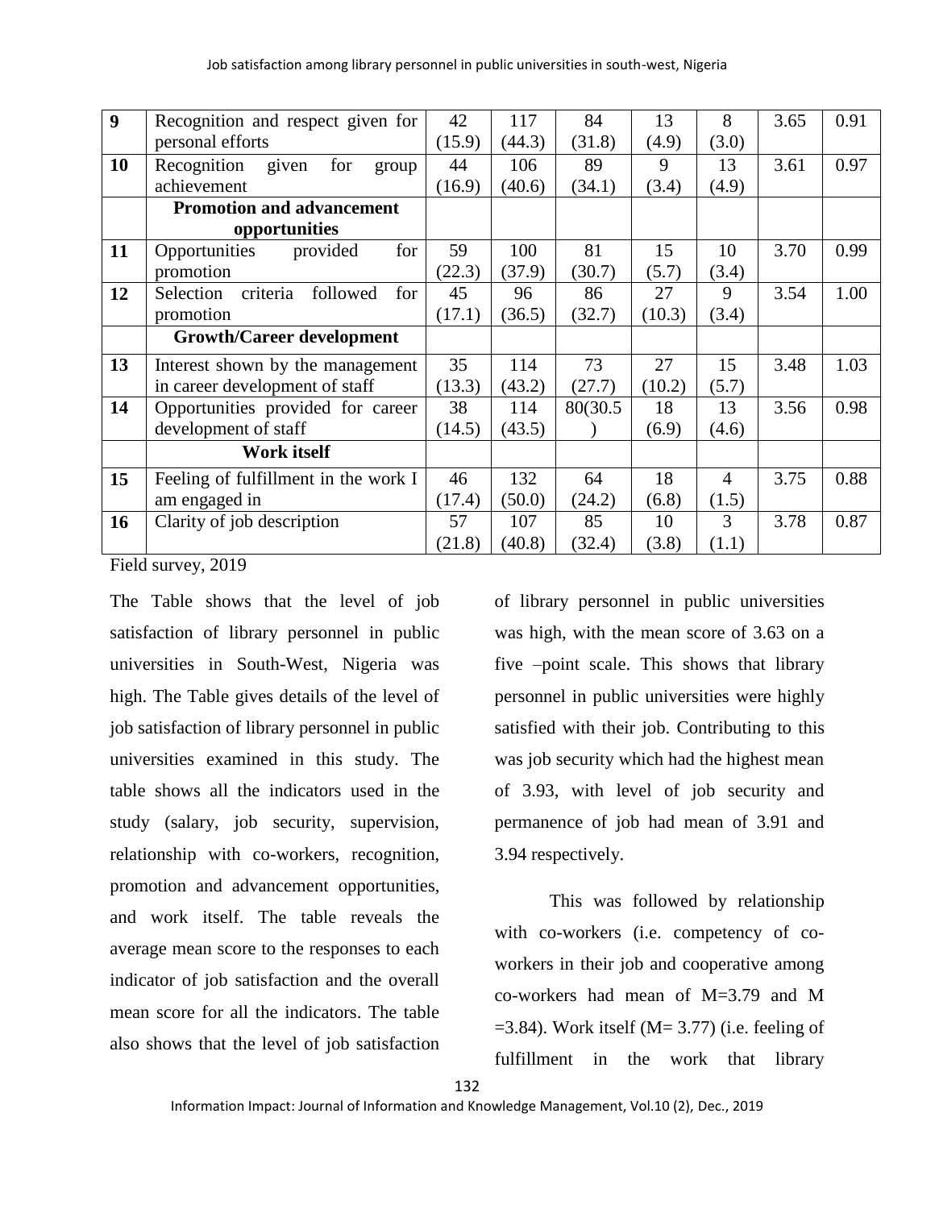| | | | | | | | | |
|---|---|---|---|---|---|---|---|---|
| **9** | Recognition and respect given for personal efforts | 42 (15.9) | 117 (44.3) | 84 (31.8) | 13 (4.9) | 8 (3.0) | 3.65 | 0.91 |
| **10** | Recognition given for group achievement | 44 (16.9) | 106 (40.6) | 89 (34.1) | 9 (3.4) | 13 (4.9) | 3.61 | 0.97 |
| | **Promotion and advancement opportunities** | | | | | | | |
| **11** | Opportunities provided for promotion | 59 (22.3) | 100 (37.9) | 81 (30.7) | 15 (5.7) | 10 (3.4) | 3.70 | 0.99 |
| **12** | Selection criteria followed for promotion | 45 (17.1) | 96 (36.5) | 86 (32.7) | 27 (10.3) | 9 (3.4) | 3.54 | 1.00 |
| | **Growth/Career development** | | | | | | | |
| **13** | Interest shown by the management in career development of staff | 35 (13.3) | 114 (43.2) | 73 (27.7) | 27 (10.2) | 15 (5.7) | 3.48 | 1.03 |
| **14** | Opportunities provided for career development of staff | 38 (14.5) | 114 (43.5) | 80(30.5 ) | 18 (6.9) | 13 (4.6) | 3.56 | 0.98 |
| | **Work itself** | | | | | | | |
| **15** | Feeling of fulfillment in the work I am engaged in | 46 (17.4) | 132 (50.0) | 64 (24.2) | 18 (6.8) | 4 (1.5) | 3.75 | 0.88 |
| **16** | Clarity of job description | 57 (21.8) | 107 (40.8) | 85 (32.4) | 10 (3.8) | 3 (1.1) | 3.78 | 0.87 |

Field survey, 2019

The Table shows that the level of job satisfaction of library personnel in public universities in South-West, Nigeria was high. The Table gives details of the level of job satisfaction of library personnel in public universities examined in this study. The table shows all the indicators used in the study (salary, job security, supervision, relationship with co-workers, recognition, promotion and advancement opportunities, and work itself. The table reveals the average mean score to the responses to each indicator of job satisfaction and the overall mean score for all the indicators. The table also shows that the level of job satisfaction of library personnel in public universities was high, with the mean score of 3.63 on a five –point scale. This shows that library personnel in public universities were highly satisfied with their job. Contributing to this was job security which had the highest mean of 3.93, with level of job security and permanence of job had mean of 3.91 and 3.94 respectively.

This was followed by relationship with co-workers (i.e. competency of co-workers in their job and cooperative among co-workers had mean of M=3.79 and M =3.84). Work itself (M= 3.77) (i.e. feeling of fulfillment in the work that library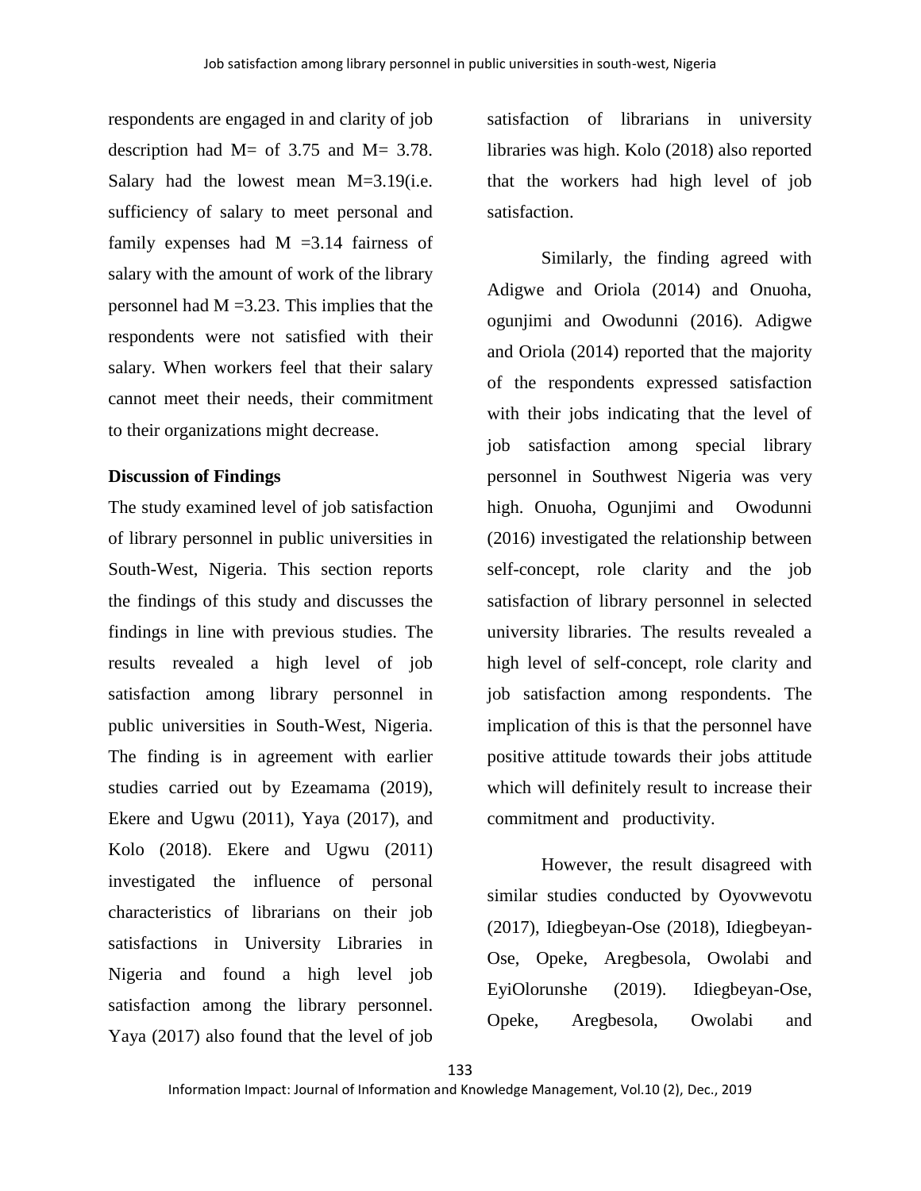respondents are engaged in and clarity of job description had M= of 3.75 and M= 3.78. Salary had the lowest mean M=3.19(i.e. sufficiency of salary to meet personal and family expenses had M =3.14 fairness of salary with the amount of work of the library personnel had M =3.23. This implies that the respondents were not satisfied with their salary. When workers feel that their salary cannot meet their needs, their commitment to their organizations might decrease.

**Discussion of Findings**

The study examined level of job satisfaction of library personnel in public universities in South-West, Nigeria. This section reports the findings of this study and discusses the findings in line with previous studies. The results revealed a high level of job satisfaction among library personnel in public universities in South-West, Nigeria. The finding is in agreement with earlier studies carried out by Ezeamama (2019), Ekere and Ugwu (2011), Yaya (2017), and Kolo (2018). Ekere and Ugwu (2011) investigated the influence of personal characteristics of librarians on their job satisfactions in University Libraries in Nigeria and found a high level job satisfaction among the library personnel. Yaya (2017) also found that the level of job satisfaction of librarians in university libraries was high. Kolo (2018) also reported that the workers had high level of job satisfaction.

Similarly, the finding agreed with Adigwe and Oriola (2014) and Onuoha, ogunjimi and Owodunni (2016). Adigwe and Oriola (2014) reported that the majority of the respondents expressed satisfaction with their jobs indicating that the level of job satisfaction among special library personnel in Southwest Nigeria was very high. Onuoha, Ogunjimi and Owodunni (2016) investigated the relationship between self-concept, role clarity and the job satisfaction of library personnel in selected university libraries. The results revealed a high level of self-concept, role clarity and job satisfaction among respondents. The implication of this is that the personnel have positive attitude towards their jobs attitude which will definitely result to increase their commitment and productivity.

However, the result disagreed with similar studies conducted by Oyovwevotu (2017), Idiegbeyan-Ose (2018), Idiegbeyan-Ose, Opeke, Aregbesola, Owolabi and EyiOlorunshe (2019). Idiegbeyan-Ose, Opeke, Aregbesola, Owolabi and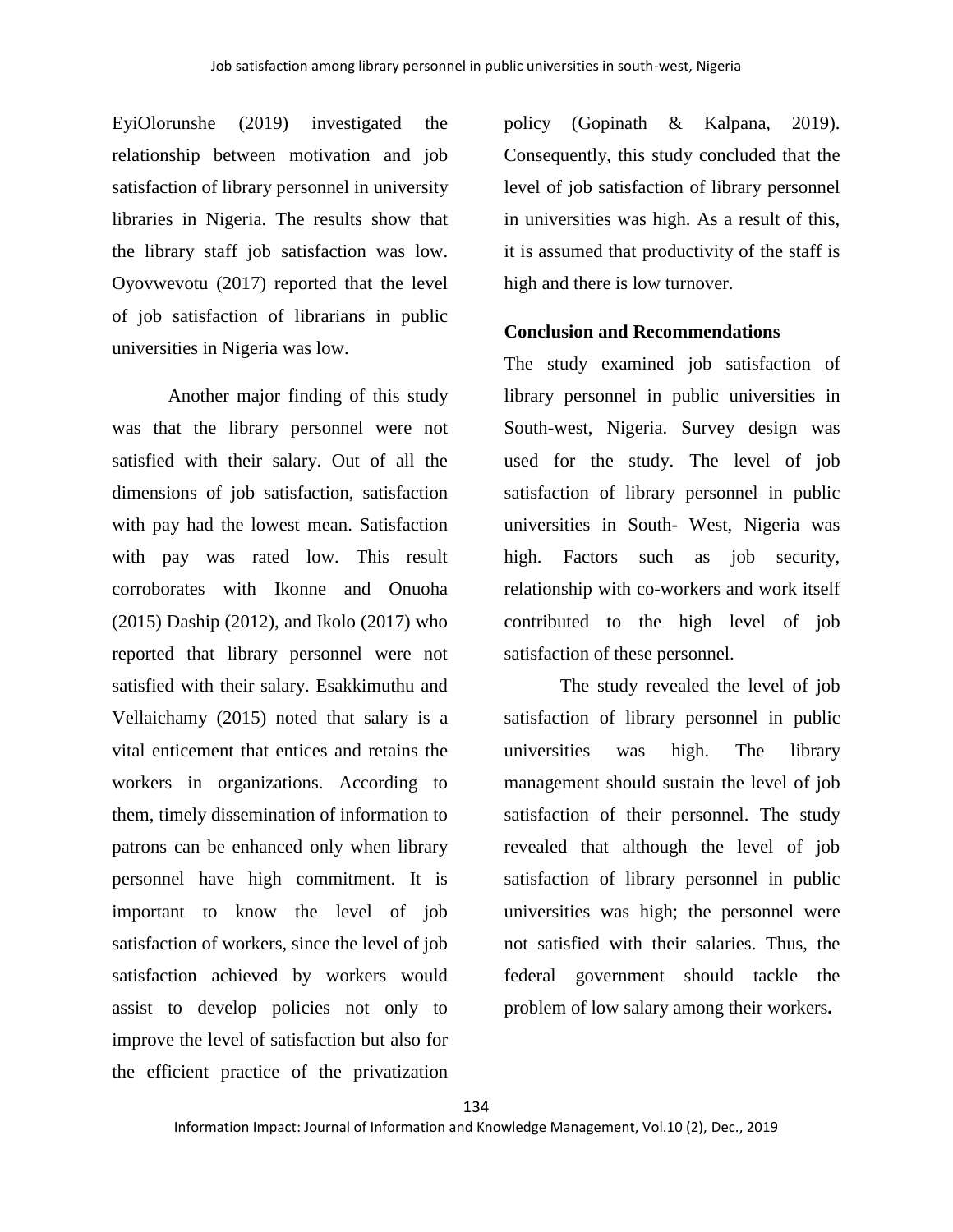EyiOlorunshe (2019) investigated the relationship between motivation and job satisfaction of library personnel in university libraries in Nigeria. The results show that the library staff job satisfaction was low. Oyovwevotu (2017) reported that the level of job satisfaction of librarians in public universities in Nigeria was low.

Another major finding of this study was that the library personnel were not satisfied with their salary. Out of all the dimensions of job satisfaction, satisfaction with pay had the lowest mean. Satisfaction with pay was rated low. This result corroborates with Ikonne and Onuoha (2015) Daship (2012), and Ikolo (2017) who reported that library personnel were not satisfied with their salary. Esakkimuthu and Vellaichamy (2015) noted that salary is a vital enticement that entices and retains the workers in organizations. According to them, timely dissemination of information to patrons can be enhanced only when library personnel have high commitment. It is important to know the level of job satisfaction of workers, since the level of job satisfaction achieved by workers would assist to develop policies not only to improve the level of satisfaction but also for the efficient practice of the privatization policy (Gopinath & Kalpana, 2019). Consequently, this study concluded that the level of job satisfaction of library personnel in universities was high. As a result of this, it is assumed that productivity of the staff is high and there is low turnover.

## Conclusion and Recommendations

The study examined job satisfaction of library personnel in public universities in South-west, Nigeria. Survey design was used for the study. The level of job satisfaction of library personnel in public universities in South- West, Nigeria was high. Factors such as job security, relationship with co-workers and work itself contributed to the high level of job satisfaction of these personnel.

The study revealed the level of job satisfaction of library personnel in public universities was high. The library management should sustain the level of job satisfaction of their personnel. The study revealed that although the level of job satisfaction of library personnel in public universities was high; the personnel were not satisfied with their salaries. Thus, the federal government should tackle the problem of low salary among their workers.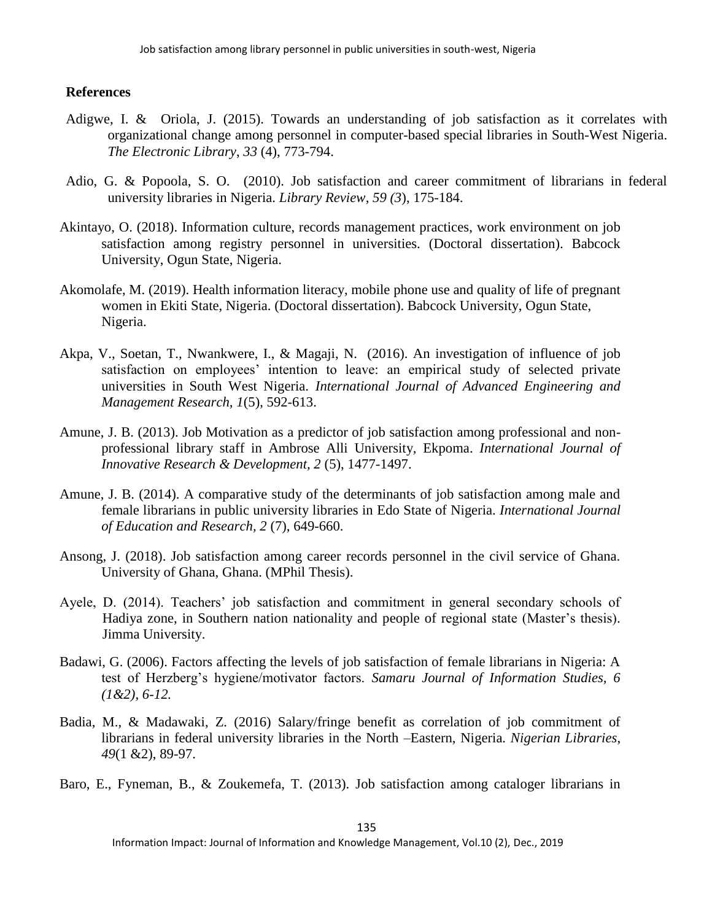**References**

Adigwe, I. & Oriola, J. (2015). Towards an understanding of job satisfaction as it correlates with organizational change among personnel in computer-based special libraries in South-West Nigeria. *The Electronic Library*, *33* (4), 773-794.

Adio, G. & Popoola, S. O. (2010). Job satisfaction and career commitment of librarians in federal university libraries in Nigeria. *Library Review*, *59 (3*), 175-184.

Akintayo, O. (2018). Information culture, records management practices, work environment on job satisfaction among registry personnel in universities. (Doctoral dissertation). Babcock University, Ogun State, Nigeria.

Akomolafe, M. (2019). Health information literacy, mobile phone use and quality of life of pregnant women in Ekiti State, Nigeria. (Doctoral dissertation). Babcock University, Ogun State, Nigeria.

Akpa, V., Soetan, T., Nwankwere, I., & Magaji, N. (2016). An investigation of influence of job satisfaction on employees' intention to leave: an empirical study of selected private universities in South West Nigeria. *International Journal of Advanced Engineering and Management Research*, *1*(5), 592-613.

Amune, J. B. (2013). Job Motivation as a predictor of job satisfaction among professional and non-professional library staff in Ambrose Alli University, Ekpoma. *International Journal of Innovative Research & Development*, *2* (5), 1477-1497.

Amune, J. B. (2014). A comparative study of the determinants of job satisfaction among male and female librarians in public university libraries in Edo State of Nigeria. *International Journal of Education and Research, 2* (7), 649-660.

Ansong, J. (2018). Job satisfaction among career records personnel in the civil service of Ghana. University of Ghana, Ghana. (MPhil Thesis).

Ayele, D. (2014). Teachers' job satisfaction and commitment in general secondary schools of Hadiya zone, in Southern nation nationality and people of regional state (Master's thesis). Jimma University.

Badawi, G. (2006). Factors affecting the levels of job satisfaction of female librarians in Nigeria: A test of Herzberg's hygiene/motivator factors. *Samaru Journal of Information Studies, 6 (1&2), 6-12.*

Badia, M., & Madawaki, Z. (2016) Salary/fringe benefit as correlation of job commitment of librarians in federal university libraries in the North –Eastern, Nigeria. *Nigerian Libraries*, *49*(1 &2), 89-97.

Baro, E., Fyneman, B., & Zoukemefa, T. (2013). Job satisfaction among cataloger librarians in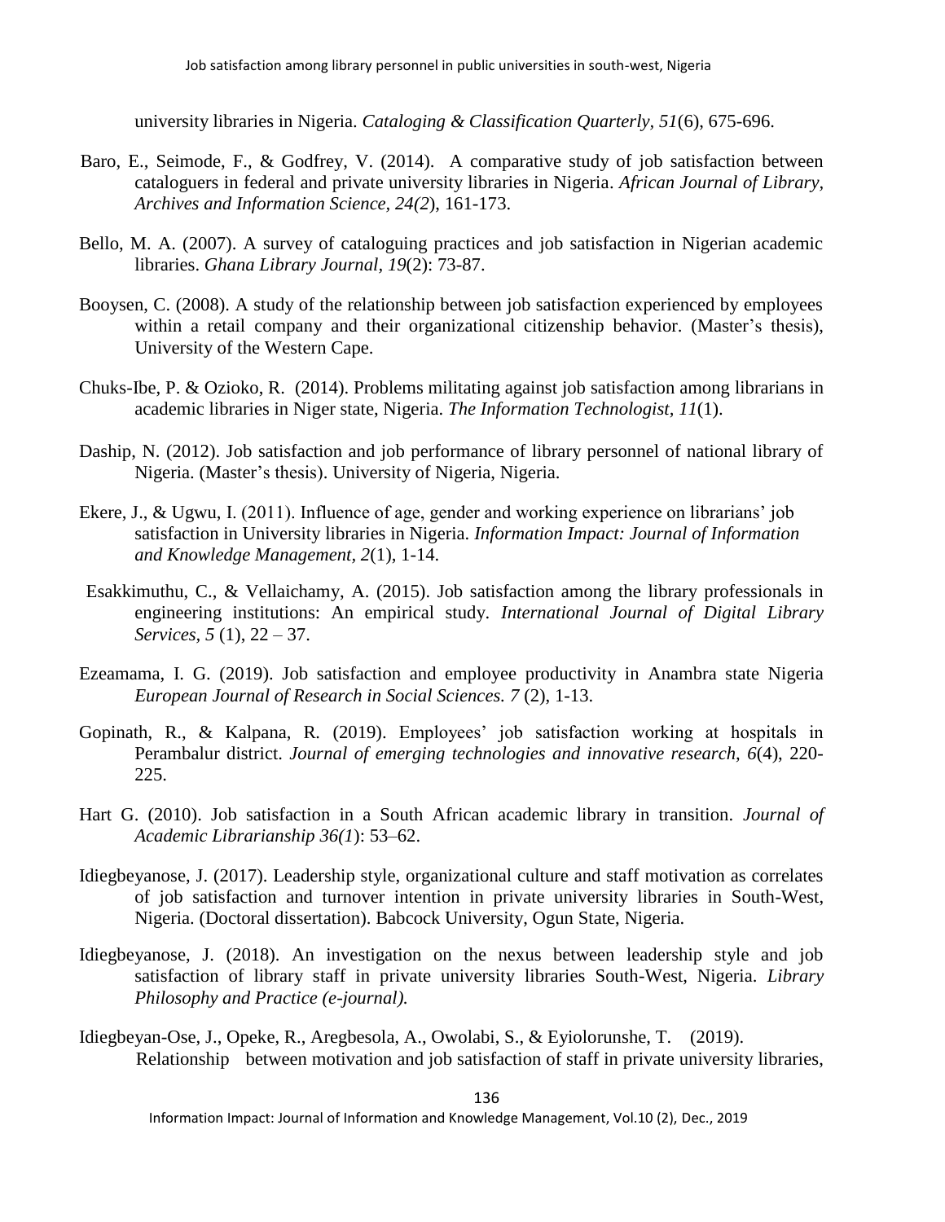university libraries in Nigeria. *Cataloging & Classification Quarterly, 51*(6), 675-696.

Baro, E., Seimode, F., & Godfrey, V. (2014). A comparative study of job satisfaction between cataloguers in federal and private university libraries in Nigeria. *African Journal of Library, Archives and Information Science, 24(2*), 161-173.

Bello, M. A. (2007). A survey of cataloguing practices and job satisfaction in Nigerian academic libraries. *Ghana Library Journal, 19*(2): 73-87.

Booysen, C. (2008). A study of the relationship between job satisfaction experienced by employees within a retail company and their organizational citizenship behavior. (Master's thesis), University of the Western Cape.

Chuks-Ibe, P. & Ozioko, R. (2014). Problems militating against job satisfaction among librarians in academic libraries in Niger state, Nigeria. *The Information Technologist, 11*(1).

Daship, N. (2012). Job satisfaction and job performance of library personnel of national library of Nigeria. (Master's thesis). University of Nigeria, Nigeria.

Ekere, J., & Ugwu, I. (2011). Influence of age, gender and working experience on librarians' job satisfaction in University libraries in Nigeria. *Information Impact: Journal of Information and Knowledge Management*, *2*(1), 1-14.

Esakkimuthu, C., & Vellaichamy, A. (2015). Job satisfaction among the library professionals in engineering institutions: An empirical study. *International Journal of Digital Library Services, 5* (1), 22 – 37.

Ezeamama, I. G. (2019). Job satisfaction and employee productivity in Anambra state Nigeria *European Journal of Research in Social Sciences. 7* (2), 1-13.

Gopinath, R., & Kalpana, R. (2019). Employees' job satisfaction working at hospitals in Perambalur district. *Journal of emerging technologies and innovative research*, *6*(4), 220-225.

Hart G. (2010). Job satisfaction in a South African academic library in transition. *Journal of Academic Librarianship 36(1*): 53–62.

Idiegbeyanose, J. (2017). Leadership style, organizational culture and staff motivation as correlates of job satisfaction and turnover intention in private university libraries in South-West, Nigeria. (Doctoral dissertation). Babcock University, Ogun State, Nigeria.

Idiegbeyanose, J. (2018). An investigation on the nexus between leadership style and job satisfaction of library staff in private university libraries South-West, Nigeria. *Library Philosophy and Practice (e-journal).*

Idiegbeyan-Ose, J., Opeke, R., Aregbesola, A., Owolabi, S., & Eyiolorunshe, T. (2019). Relationship between motivation and job satisfaction of staff in private university libraries,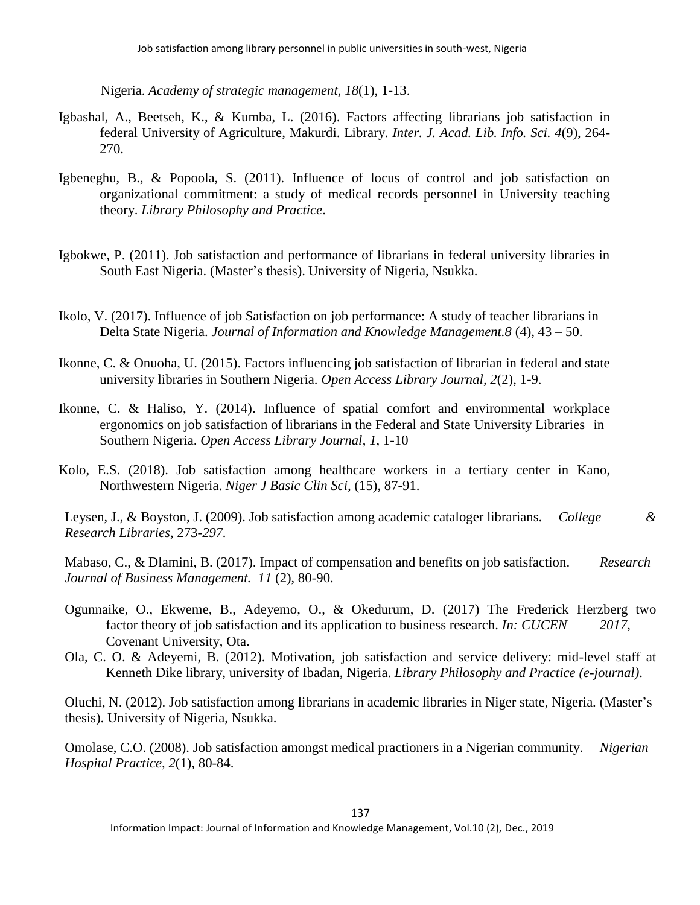Nigeria. *Academy of strategic management, 18*(1), 1-13.

Igbashal, A., Beetseh, K., & Kumba, L. (2016). Factors affecting librarians job satisfaction in federal University of Agriculture, Makurdi. Library. *Inter. J. Acad. Lib. Info. Sci. 4*(9), 264-270.

Igbeneghu, B., & Popoola, S. (2011). Influence of locus of control and job satisfaction on organizational commitment: a study of medical records personnel in University teaching theory. *Library Philosophy and Practice*.

Igbokwe, P. (2011). Job satisfaction and performance of librarians in federal university libraries in South East Nigeria. (Master's thesis). University of Nigeria, Nsukka.

Ikolo, V. (2017). Influence of job Satisfaction on job performance: A study of teacher librarians in Delta State Nigeria. *Journal of Information and Knowledge Management.8* (4), 43 – 50.

Ikonne, C. & Onuoha, U. (2015). Factors influencing job satisfaction of librarian in federal and state university libraries in Southern Nigeria. *Open Access Library Journal, 2*(2), 1-9.

Ikonne, C. & Haliso, Y. (2014). Influence of spatial comfort and environmental workplace ergonomics on job satisfaction of librarians in the Federal and State University Libraries in Southern Nigeria. *Open Access Library Journal, 1*, 1-10

Kolo, E.S. (2018). Job satisfaction among healthcare workers in a tertiary center in Kano, Northwestern Nigeria. *Niger J Basic Clin Sci*, (15), 87-91.

Leysen, J., & Boyston, J. (2009). Job satisfaction among academic cataloger librarians. *College & Research Libraries*, 273-*297.*

Mabaso, C., & Dlamini, B. (2017). Impact of compensation and benefits on job satisfaction. *Research Journal of Business Management. 11* (2), 80-90.

Ogunnaike, O., Ekweme, B., Adeyemo, O., & Okedurum, D. (2017) The Frederick Herzberg two factor theory of job satisfaction and its application to business research. *In: CUCEN 2017*, Covenant University, Ota.

Ola, C. O. & Adeyemi, B. (2012). Motivation, job satisfaction and service delivery: mid-level staff at Kenneth Dike library, university of Ibadan, Nigeria. *Library Philosophy and Practice (e-journal)*.

Oluchi, N. (2012). Job satisfaction among librarians in academic libraries in Niger state, Nigeria. (Master's thesis). University of Nigeria, Nsukka.

Omolase, C.O. (2008). Job satisfaction amongst medical practioners in a Nigerian community. *Nigerian Hospital Practice, 2*(1), 80-84.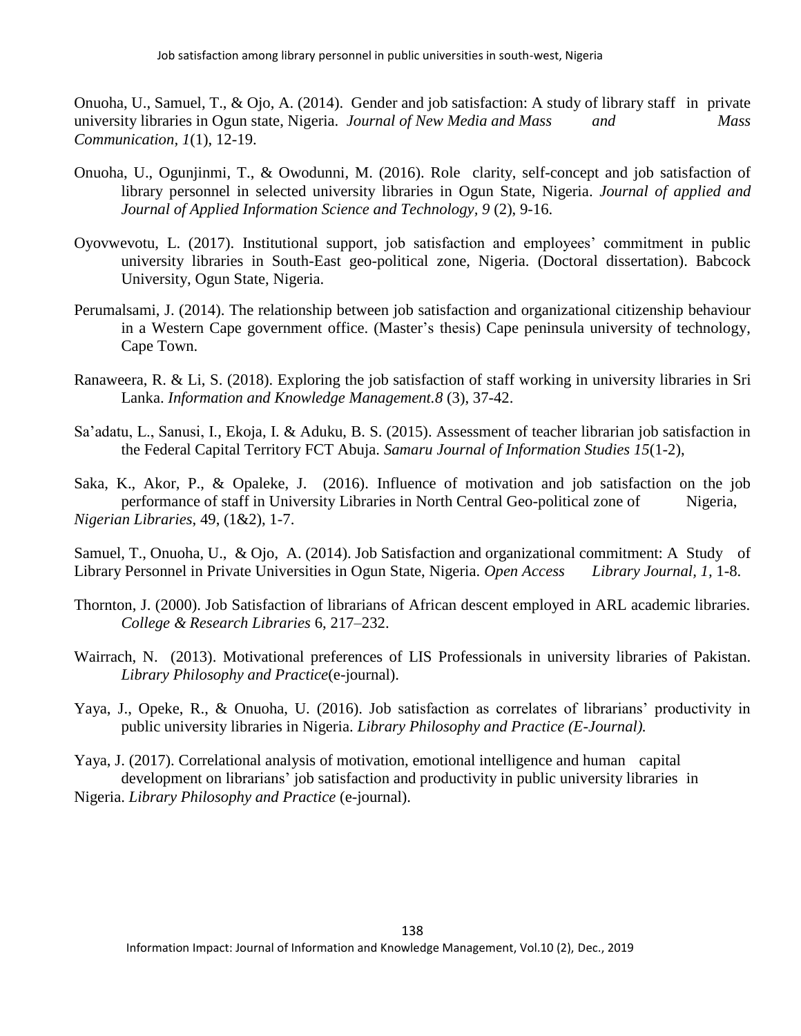Onuoha, U., Samuel, T., & Ojo, A. (2014). Gender and job satisfaction: A study of library staff in private university libraries in Ogun state, Nigeria. *Journal of New Media and Mass and Mass Communication, 1*(1), 12-19.

Onuoha, U., Ogunjinmi, T., & Owodunni, M. (2016). Role clarity, self-concept and job satisfaction of library personnel in selected university libraries in Ogun State, Nigeria. *Journal of applied and Journal of Applied Information Science and Technology, 9* (2), 9-16.

Oyovwevotu, L. (2017). Institutional support, job satisfaction and employees' commitment in public university libraries in South-East geo-political zone, Nigeria. (Doctoral dissertation). Babcock University, Ogun State, Nigeria.

Perumalsami, J. (2014). The relationship between job satisfaction and organizational citizenship behaviour in a Western Cape government office. (Master's thesis) Cape peninsula university of technology, Cape Town.

Ranaweera, R. & Li, S. (2018). Exploring the job satisfaction of staff working in university libraries in Sri Lanka. *Information and Knowledge Management.8* (3), 37-42.

Sa'adatu, L., Sanusi, I., Ekoja, I. & Aduku, B. S. (2015). Assessment of teacher librarian job satisfaction in the Federal Capital Territory FCT Abuja. *Samaru Journal of Information Studies 15*(1-2),

Saka, K., Akor, P., & Opaleke, J. (2016). Influence of motivation and job satisfaction on the job performance of staff in University Libraries in North Central Geo-political zone of Nigeria, *Nigerian Libraries*, 49, (1&2), 1-7.

Samuel, T., Onuoha, U., & Ojo, A. (2014). Job Satisfaction and organizational commitment: A Study of Library Personnel in Private Universities in Ogun State, Nigeria. *Open Access Library Journal, 1,* 1-8.

Thornton, J. (2000). Job Satisfaction of librarians of African descent employed in ARL academic libraries. *College & Research Libraries* 6, 217–232.

Wairrach, N. (2013). Motivational preferences of LIS Professionals in university libraries of Pakistan. *Library Philosophy and Practice*(e-journal).

Yaya, J., Opeke, R., & Onuoha, U. (2016). Job satisfaction as correlates of librarians' productivity in public university libraries in Nigeria. *Library Philosophy and Practice (E-Journal).*

Yaya, J. (2017). Correlational analysis of motivation, emotional intelligence and human capital development on librarians' job satisfaction and productivity in public university libraries in Nigeria. *Library Philosophy and Practice* (e-journal).